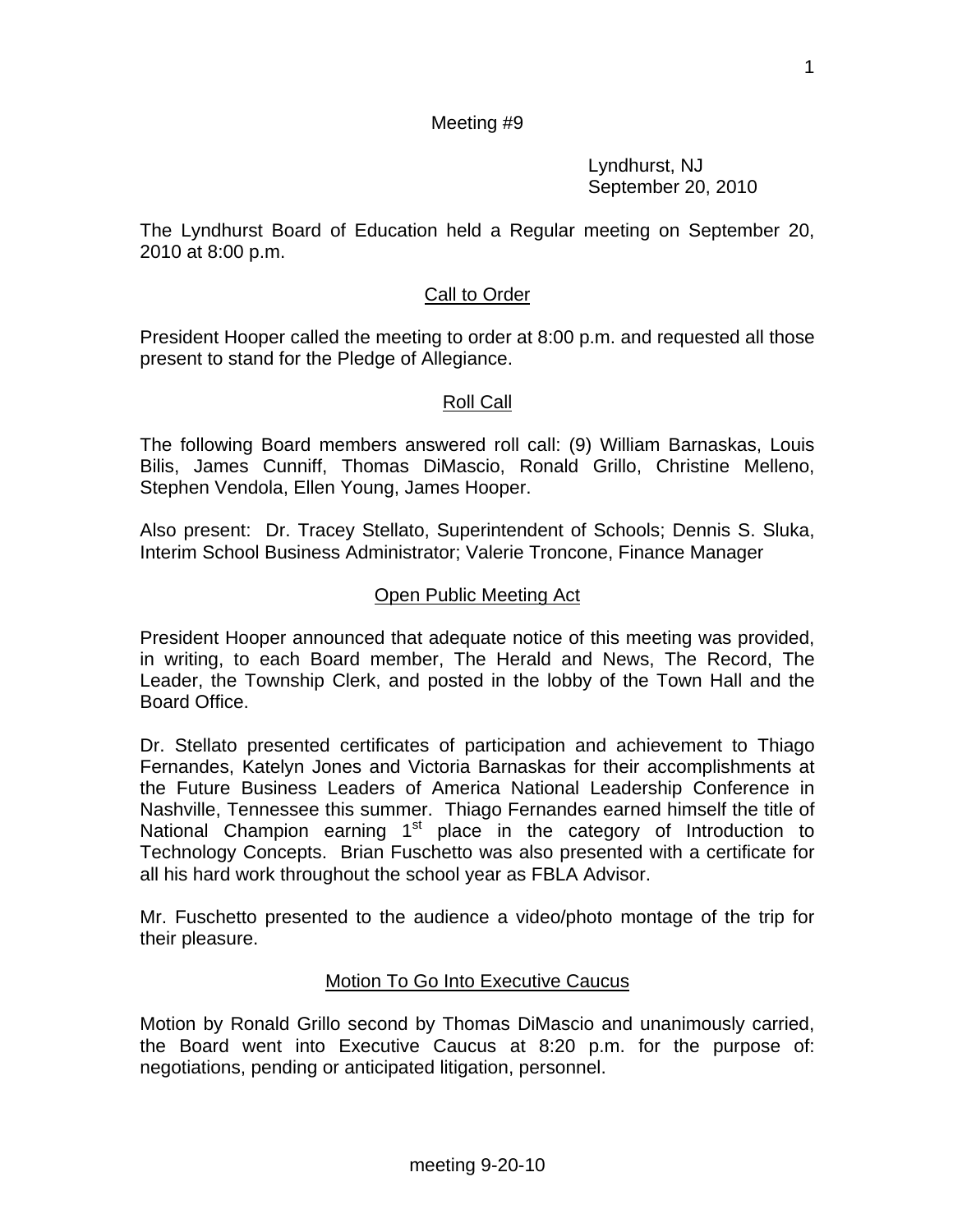Meeting #9

Lyndhurst, NJ
September 20, 2010

The Lyndhurst Board of Education held a Regular meeting on September 20, 2010 at 8:00 p.m.

## Call to Order

President Hooper called the meeting to order at 8:00 p.m. and requested all those present to stand for the Pledge of Allegiance.

## Roll Call

The following Board members answered roll call: (9) William Barnaskas, Louis Bilis, James Cunniff, Thomas DiMascio, Ronald Grillo, Christine Melleno, Stephen Vendola, Ellen Young, James Hooper.

Also present: Dr. Tracey Stellato, Superintendent of Schools; Dennis S. Sluka, Interim School Business Administrator; Valerie Troncone, Finance Manager

## Open Public Meeting Act

President Hooper announced that adequate notice of this meeting was provided, in writing, to each Board member, The Herald and News, The Record, The Leader, the Township Clerk, and posted in the lobby of the Town Hall and the Board Office.

Dr. Stellato presented certificates of participation and achievement to Thiago Fernandes, Katelyn Jones and Victoria Barnaskas for their accomplishments at the Future Business Leaders of America National Leadership Conference in Nashville, Tennessee this summer. Thiago Fernandes earned himself the title of National Champion earning 1st place in the category of Introduction to Technology Concepts. Brian Fuschetto was also presented with a certificate for all his hard work throughout the school year as FBLA Advisor.

Mr. Fuschetto presented to the audience a video/photo montage of the trip for their pleasure.

## Motion To Go Into Executive Caucus

Motion by Ronald Grillo second by Thomas DiMascio and unanimously carried, the Board went into Executive Caucus at 8:20 p.m. for the purpose of: negotiations, pending or anticipated litigation, personnel.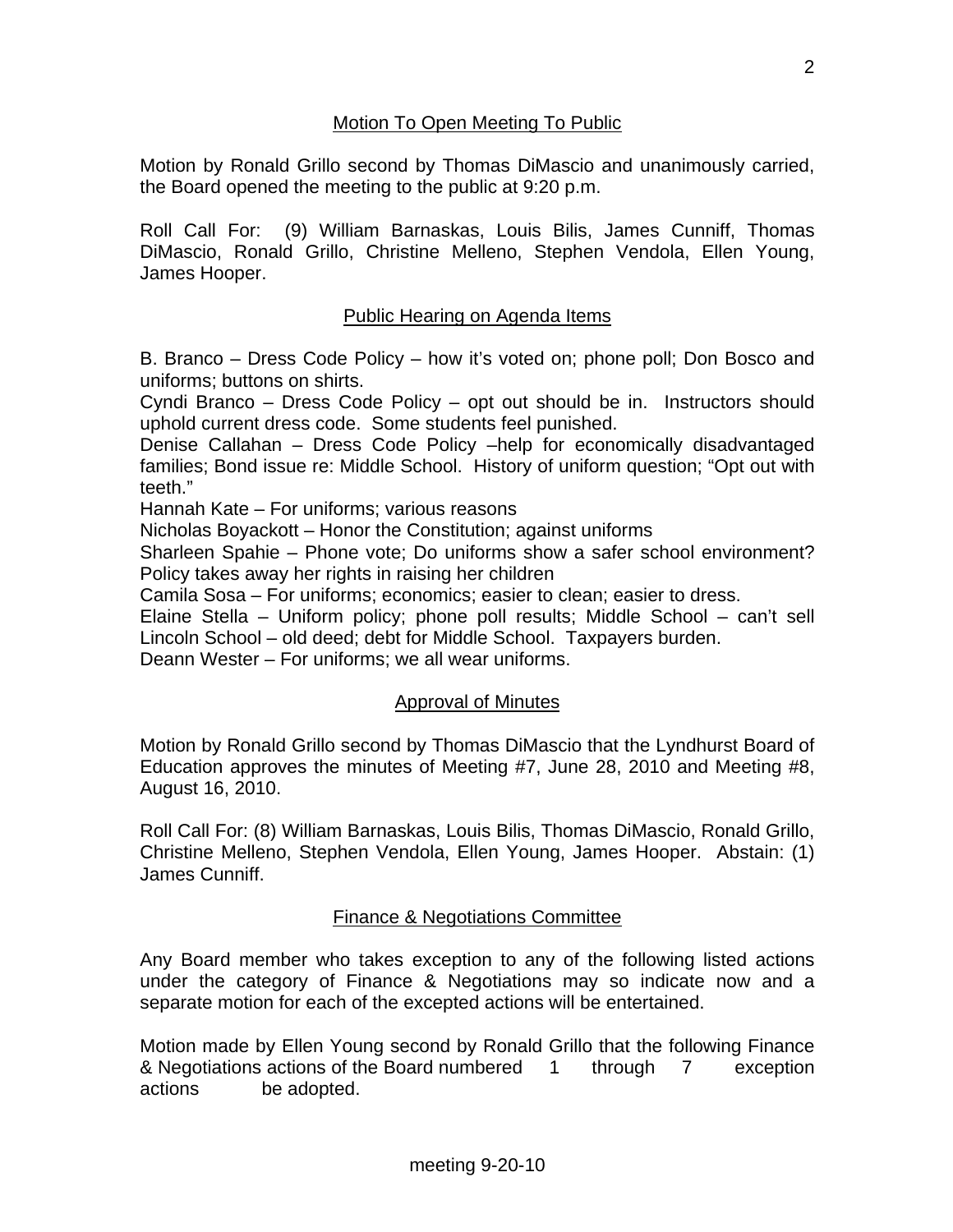## Motion To Open Meeting To Public

Motion by Ronald Grillo second by Thomas DiMascio and unanimously carried, the Board opened the meeting to the public at 9:20 p.m.

Roll Call For: (9) William Barnaskas, Louis Bilis, James Cunniff, Thomas DiMascio, Ronald Grillo, Christine Melleno, Stephen Vendola, Ellen Young, James Hooper.

## Public Hearing on Agenda Items

B. Branco – Dress Code Policy – how it's voted on; phone poll; Don Bosco and uniforms; buttons on shirts.
Cyndi Branco – Dress Code Policy – opt out should be in. Instructors should uphold current dress code. Some students feel punished.
Denise Callahan – Dress Code Policy –help for economically disadvantaged families; Bond issue re: Middle School. History of uniform question; "Opt out with teeth."
Hannah Kate – For uniforms; various reasons
Nicholas Boyackott – Honor the Constitution; against uniforms
Sharleen Spahie – Phone vote; Do uniforms show a safer school environment? Policy takes away her rights in raising her children
Camila Sosa – For uniforms; economics; easier to clean; easier to dress.
Elaine Stella – Uniform policy; phone poll results; Middle School – can't sell Lincoln School – old deed; debt for Middle School. Taxpayers burden.
Deann Wester – For uniforms; we all wear uniforms.

## Approval of Minutes

Motion by Ronald Grillo second by Thomas DiMascio that the Lyndhurst Board of Education approves the minutes of Meeting #7, June 28, 2010 and Meeting #8, August 16, 2010.

Roll Call For: (8) William Barnaskas, Louis Bilis, Thomas DiMascio, Ronald Grillo, Christine Melleno, Stephen Vendola, Ellen Young, James Hooper. Abstain: (1) James Cunniff.

## Finance & Negotiations Committee

Any Board member who takes exception to any of the following listed actions under the category of Finance & Negotiations may so indicate now and a separate motion for each of the excepted actions will be entertained.

Motion made by Ellen Young second by Ronald Grillo that the following Finance & Negotiations actions of the Board numbered 1 through 7 exception actions be adopted.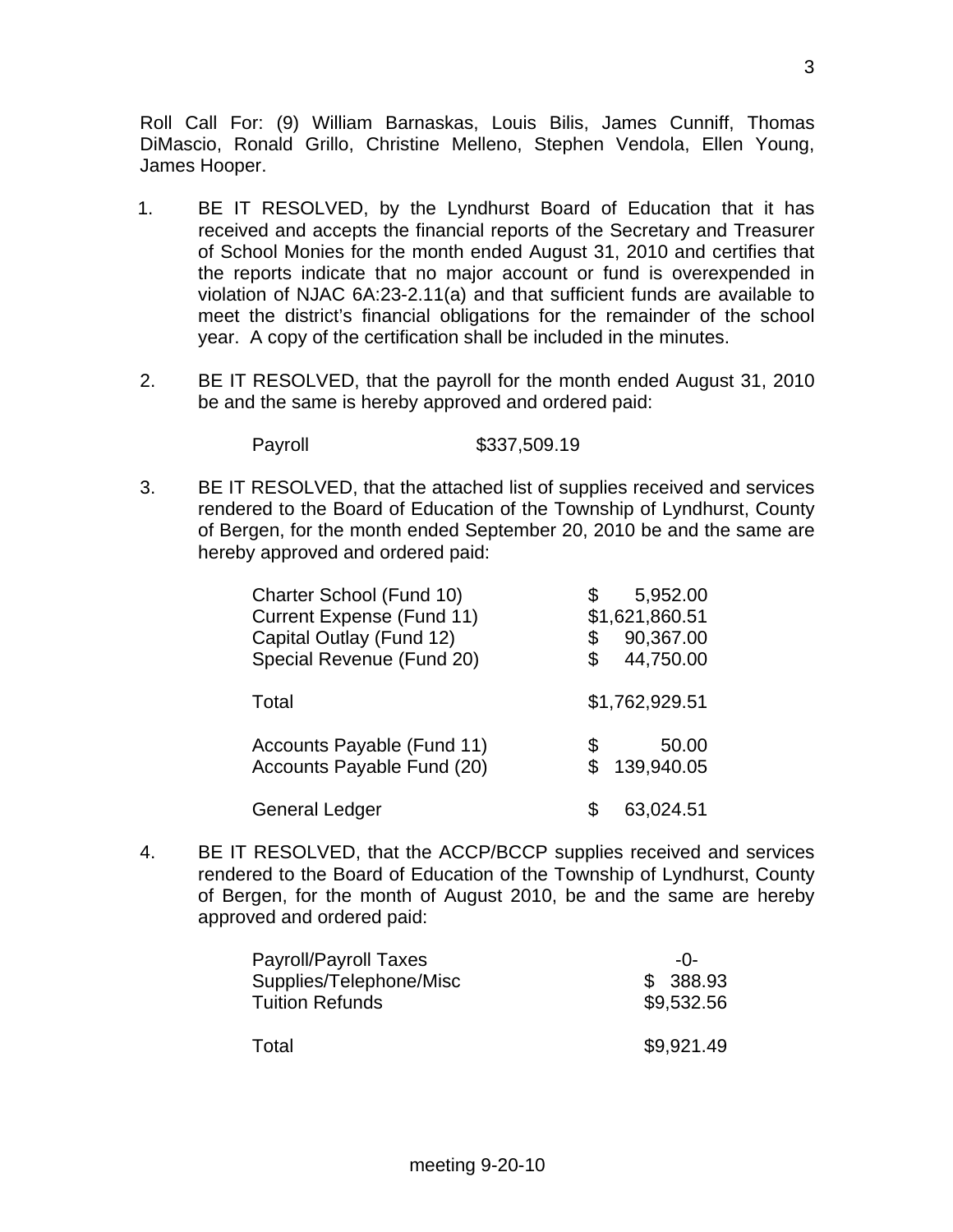Roll Call For: (9) William Barnaskas, Louis Bilis, James Cunniff, Thomas DiMascio, Ronald Grillo, Christine Melleno, Stephen Vendola, Ellen Young, James Hooper.

1. BE IT RESOLVED, by the Lyndhurst Board of Education that it has received and accepts the financial reports of the Secretary and Treasurer of School Monies for the month ended August 31, 2010 and certifies that the reports indicate that no major account or fund is overexpended in violation of NJAC 6A:23-2.11(a) and that sufficient funds are available to meet the district's financial obligations for the remainder of the school year. A copy of the certification shall be included in the minutes.

2. BE IT RESOLVED, that the payroll for the month ended August 31, 2010 be and the same is hereby approved and ordered paid:

| | |
|---|---|
| Payroll | $337,509.19 |

3. BE IT RESOLVED, that the attached list of supplies received and services rendered to the Board of Education of the Township of Lyndhurst, County of Bergen, for the month ended September 20, 2010 be and the same are hereby approved and ordered paid:

| | |
|---|---|
| Charter School (Fund 10) | $ 5,952.00 |
| Current Expense (Fund 11) | $1,621,860.51 |
| Capital Outlay (Fund 12) | $ 90,367.00 |
| Special Revenue (Fund 20) | $ 44,750.00 |
| Total | $1,762,929.51 |
| Accounts Payable (Fund 11) | $ 50.00 |
| Accounts Payable Fund (20) | $ 139,940.05 |
| General Ledger | $ 63,024.51 |

4. BE IT RESOLVED, that the ACCP/BCCP supplies received and services rendered to the Board of Education of the Township of Lyndhurst, County of Bergen, for the month of August 2010, be and the same are hereby approved and ordered paid:

| | |
|---|---|
| Payroll/Payroll Taxes | -0- |
| Supplies/Telephone/Misc | $ 388.93 |
| Tuition Refunds | $9,532.56 |
| Total | $9,921.49 |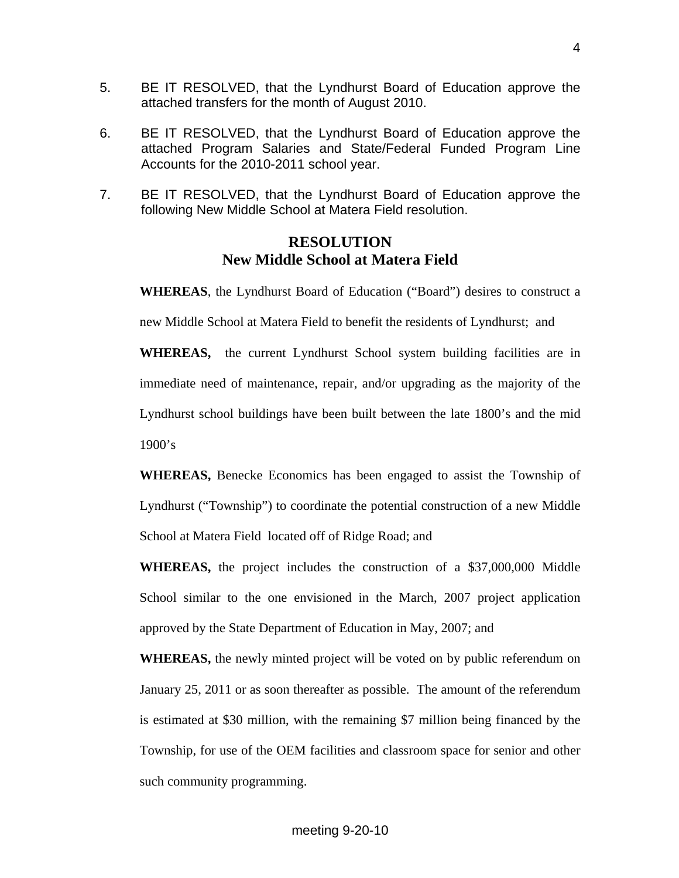5. BE IT RESOLVED, that the Lyndhurst Board of Education approve the attached transfers for the month of August 2010.

6. BE IT RESOLVED, that the Lyndhurst Board of Education approve the attached Program Salaries and State/Federal Funded Program Line Accounts for the 2010-2011 school year.

7. BE IT RESOLVED, that the Lyndhurst Board of Education approve the following New Middle School at Matera Field resolution.

## RESOLUTION
## New Middle School at Matera Field

**WHEREAS**, the Lyndhurst Board of Education ("Board") desires to construct a new Middle School at Matera Field to benefit the residents of Lyndhurst; and

**WHEREAS,** the current Lyndhurst School system building facilities are in immediate need of maintenance, repair, and/or upgrading as the majority of the Lyndhurst school buildings have been built between the late 1800's and the mid 1900's

**WHEREAS,** Benecke Economics has been engaged to assist the Township of Lyndhurst ("Township") to coordinate the potential construction of a new Middle School at Matera Field located off of Ridge Road; and

**WHEREAS,** the project includes the construction of a $37,000,000 Middle School similar to the one envisioned in the March, 2007 project application approved by the State Department of Education in May, 2007; and

**WHEREAS,** the newly minted project will be voted on by public referendum on January 25, 2011 or as soon thereafter as possible. The amount of the referendum is estimated at $30 million, with the remaining $7 million being financed by the Township, for use of the OEM facilities and classroom space for senior and other such community programming.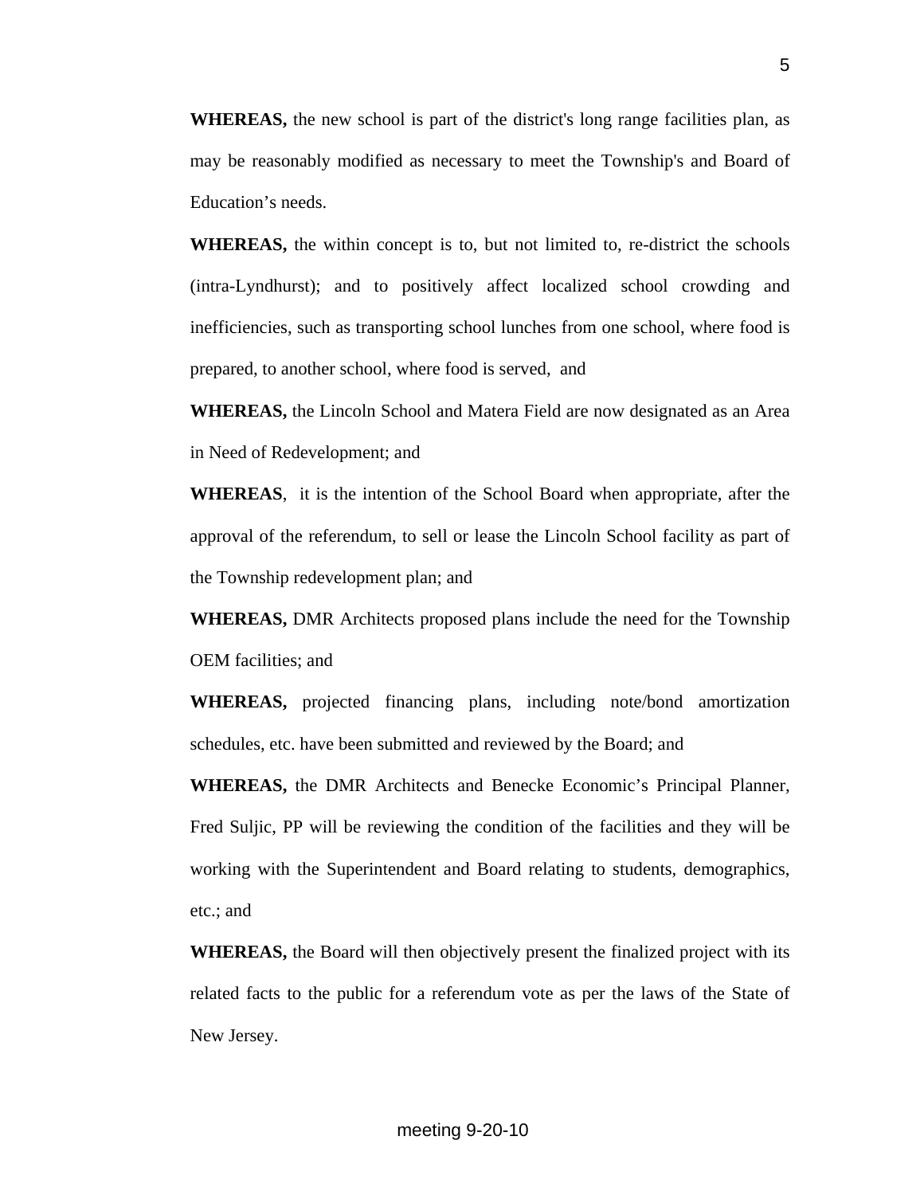**WHEREAS,** the new school is part of the district's long range facilities plan, as may be reasonably modified as necessary to meet the Township's and Board of Education's needs.

**WHEREAS,** the within concept is to, but not limited to, re-district the schools (intra-Lyndhurst); and to positively affect localized school crowding and inefficiencies, such as transporting school lunches from one school, where food is prepared, to another school, where food is served, and

**WHEREAS,** the Lincoln School and Matera Field are now designated as an Area in Need of Redevelopment; and

**WHEREAS**, it is the intention of the School Board when appropriate, after the approval of the referendum, to sell or lease the Lincoln School facility as part of the Township redevelopment plan; and

**WHEREAS,** DMR Architects proposed plans include the need for the Township OEM facilities; and

**WHEREAS,** projected financing plans, including note/bond amortization schedules, etc. have been submitted and reviewed by the Board; and

**WHEREAS,** the DMR Architects and Benecke Economic's Principal Planner, Fred Suljic, PP will be reviewing the condition of the facilities and they will be working with the Superintendent and Board relating to students, demographics, etc.; and

**WHEREAS,** the Board will then objectively present the finalized project with its related facts to the public for a referendum vote as per the laws of the State of New Jersey.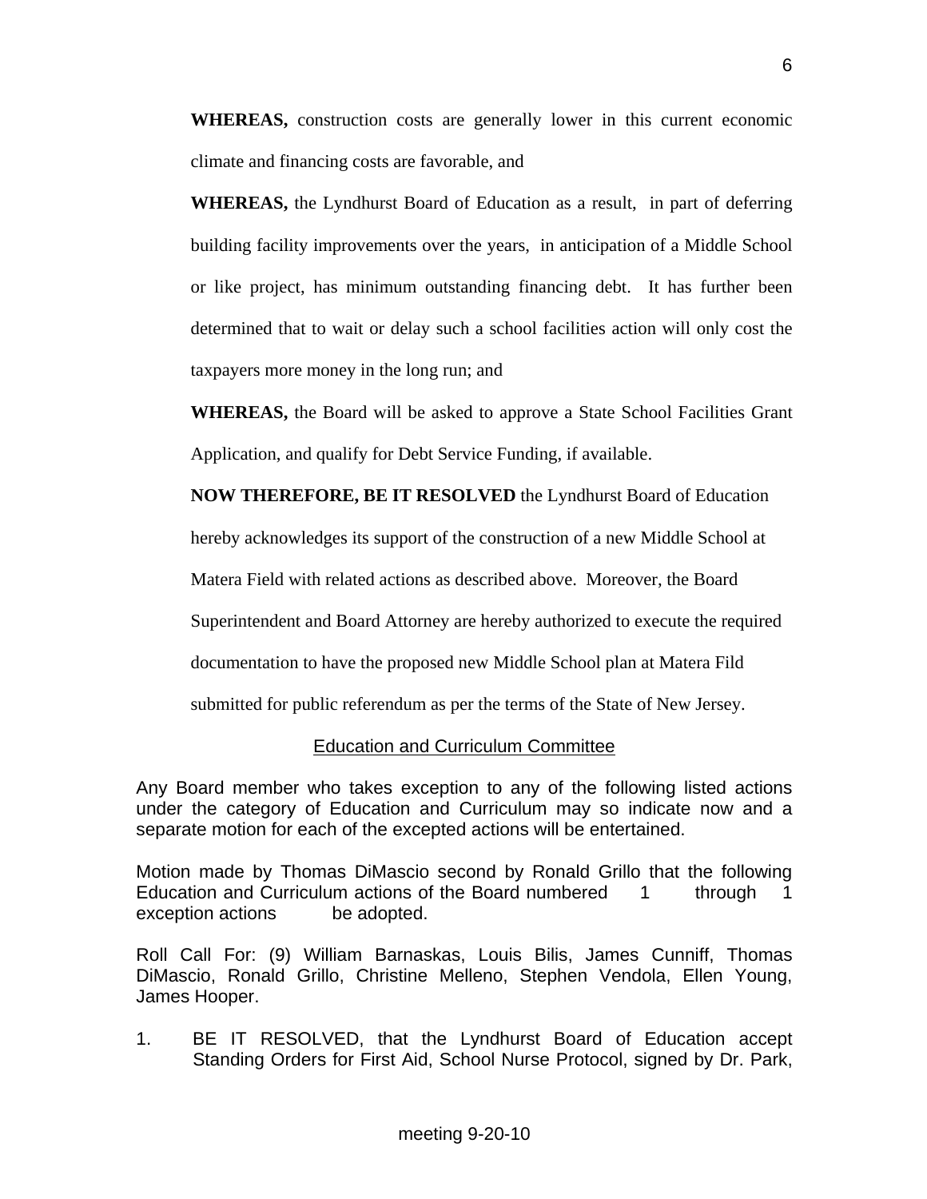**WHEREAS,** construction costs are generally lower in this current economic climate and financing costs are favorable, and

**WHEREAS,** the Lyndhurst Board of Education as a result, in part of deferring building facility improvements over the years, in anticipation of a Middle School or like project, has minimum outstanding financing debt. It has further been determined that to wait or delay such a school facilities action will only cost the taxpayers more money in the long run; and

**WHEREAS,** the Board will be asked to approve a State School Facilities Grant Application, and qualify for Debt Service Funding, if available.

**NOW THEREFORE, BE IT RESOLVED** the Lyndhurst Board of Education hereby acknowledges its support of the construction of a new Middle School at Matera Field with related actions as described above. Moreover, the Board Superintendent and Board Attorney are hereby authorized to execute the required documentation to have the proposed new Middle School plan at Matera Fild submitted for public referendum as per the terms of the State of New Jersey.

## Education and Curriculum Committee

Any Board member who takes exception to any of the following listed actions under the category of Education and Curriculum may so indicate now and a separate motion for each of the excepted actions will be entertained.

Motion made by Thomas DiMascio second by Ronald Grillo that the following Education and Curriculum actions of the Board numbered 1 through 1 exception actions be adopted.

Roll Call For: (9) William Barnaskas, Louis Bilis, James Cunniff, Thomas DiMascio, Ronald Grillo, Christine Melleno, Stephen Vendola, Ellen Young, James Hooper.

1. BE IT RESOLVED, that the Lyndhurst Board of Education accept Standing Orders for First Aid, School Nurse Protocol, signed by Dr. Park,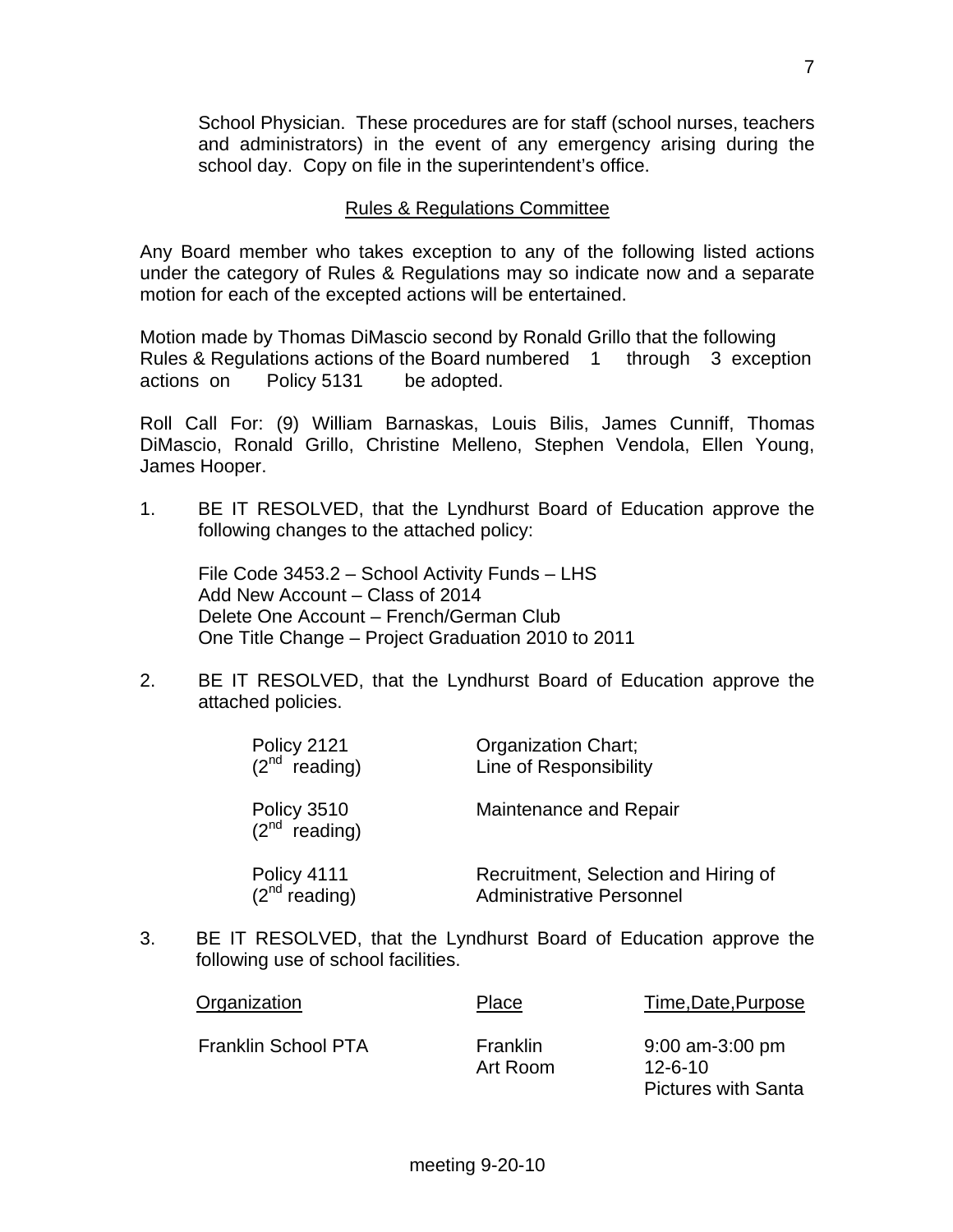School Physician. These procedures are for staff (school nurses, teachers and administrators) in the event of any emergency arising during the school day. Copy on file in the superintendent's office.

## Rules & Regulations Committee

Any Board member who takes exception to any of the following listed actions under the category of Rules & Regulations may so indicate now and a separate motion for each of the excepted actions will be entertained.

Motion made by Thomas DiMascio second by Ronald Grillo that the following Rules & Regulations actions of the Board numbered 1 through 3 exception actions on Policy 5131 be adopted.

Roll Call For: (9) William Barnaskas, Louis Bilis, James Cunniff, Thomas DiMascio, Ronald Grillo, Christine Melleno, Stephen Vendola, Ellen Young, James Hooper.

1. BE IT RESOLVED, that the Lyndhurst Board of Education approve the following changes to the attached policy:

   File Code 3453.2 – School Activity Funds – LHS
   Add New Account – Class of 2014
   Delete One Account – French/German Club
   One Title Change – Project Graduation 2010 to 2011

2. BE IT RESOLVED, that the Lyndhurst Board of Education approve the attached policies.

| | |
|---|---|
| Policy 2121 (2nd reading) | Organization Chart; Line of Responsibility |
| Policy 3510 (2nd reading) | Maintenance and Repair |
| Policy 4111 (2nd reading) | Recruitment, Selection and Hiring of Administrative Personnel |

3. BE IT RESOLVED, that the Lyndhurst Board of Education approve the following use of school facilities.

| Organization | Place | Time,Date,Purpose |
|---|---|---|
| Franklin School PTA | Franklin Art Room | 9:00 am-3:00 pm 12-6-10 Pictures with Santa |

meeting 9-20-10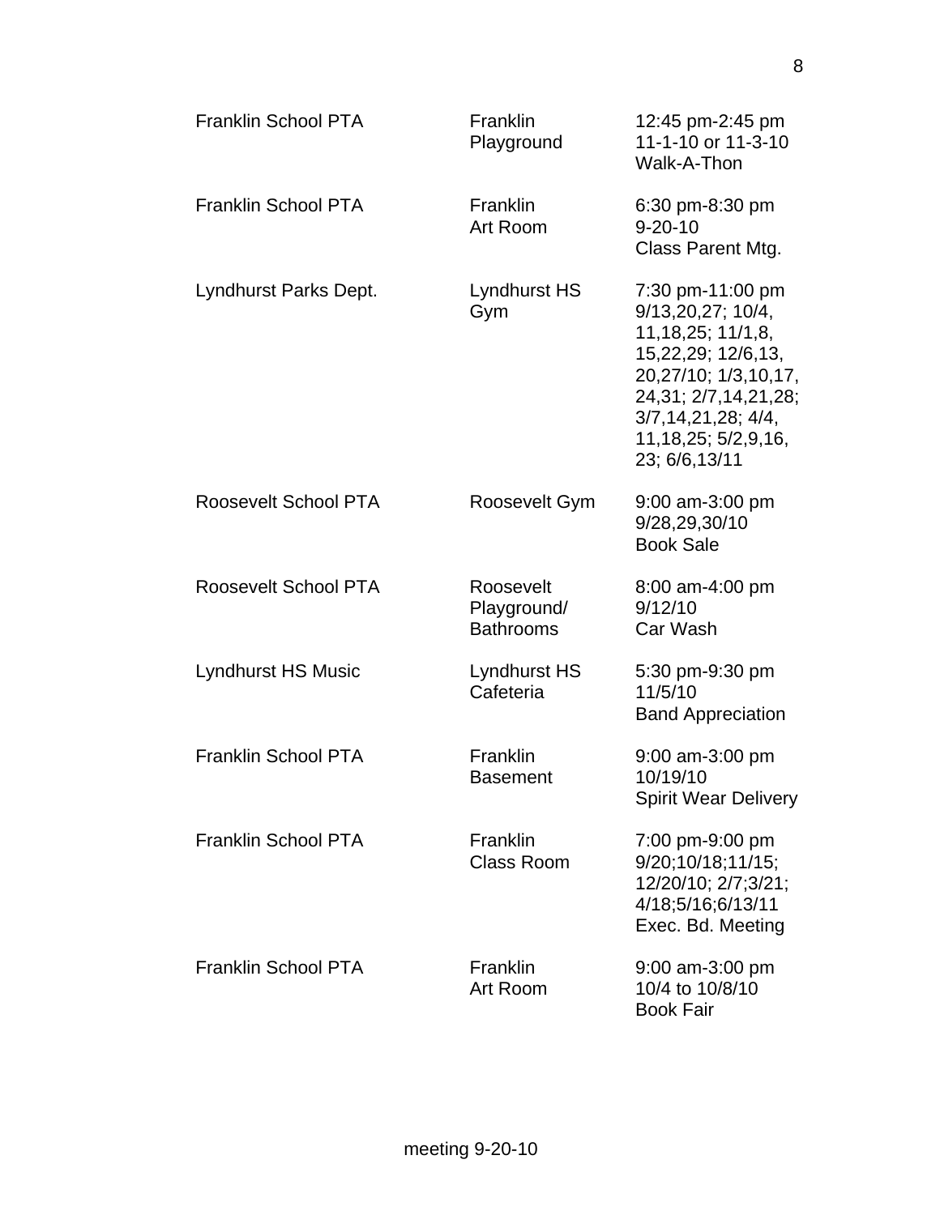| | | |
|---|---|---|
| Franklin School PTA | Franklin Playground | 12:45 pm-2:45 pm 11-1-10 or 11-3-10 Walk-A-Thon |
| Franklin School PTA | Franklin Art Room | 6:30 pm-8:30 pm 9-20-10 Class Parent Mtg. |
| Lyndhurst Parks Dept. | Lyndhurst HS Gym | 7:30 pm-11:00 pm 9/13,20,27; 10/4, 11,18,25; 11/1,8, 15,22,29; 12/6,13, 20,27/10; 1/3,10,17, 24,31; 2/7,14,21,28; 3/7,14,21,28; 4/4, 11,18,25; 5/2,9,16, 23; 6/6,13/11 |
| Roosevelt School PTA | Roosevelt Gym | 9:00 am-3:00 pm 9/28,29,30/10 Book Sale |
| Roosevelt School PTA | Roosevelt Playground/ Bathrooms | 8:00 am-4:00 pm 9/12/10 Car Wash |
| Lyndhurst HS Music | Lyndhurst HS Cafeteria | 5:30 pm-9:30 pm 11/5/10 Band Appreciation |
| Franklin School PTA | Franklin Basement | 9:00 am-3:00 pm 10/19/10 Spirit Wear Delivery |
| Franklin School PTA | Franklin Class Room | 7:00 pm-9:00 pm 9/20;10/18;11/15; 12/20/10; 2/7;3/21; 4/18;5/16;6/13/11 Exec. Bd. Meeting |
| Franklin School PTA | Franklin Art Room | 9:00 am-3:00 pm 10/4 to 10/8/10 Book Fair |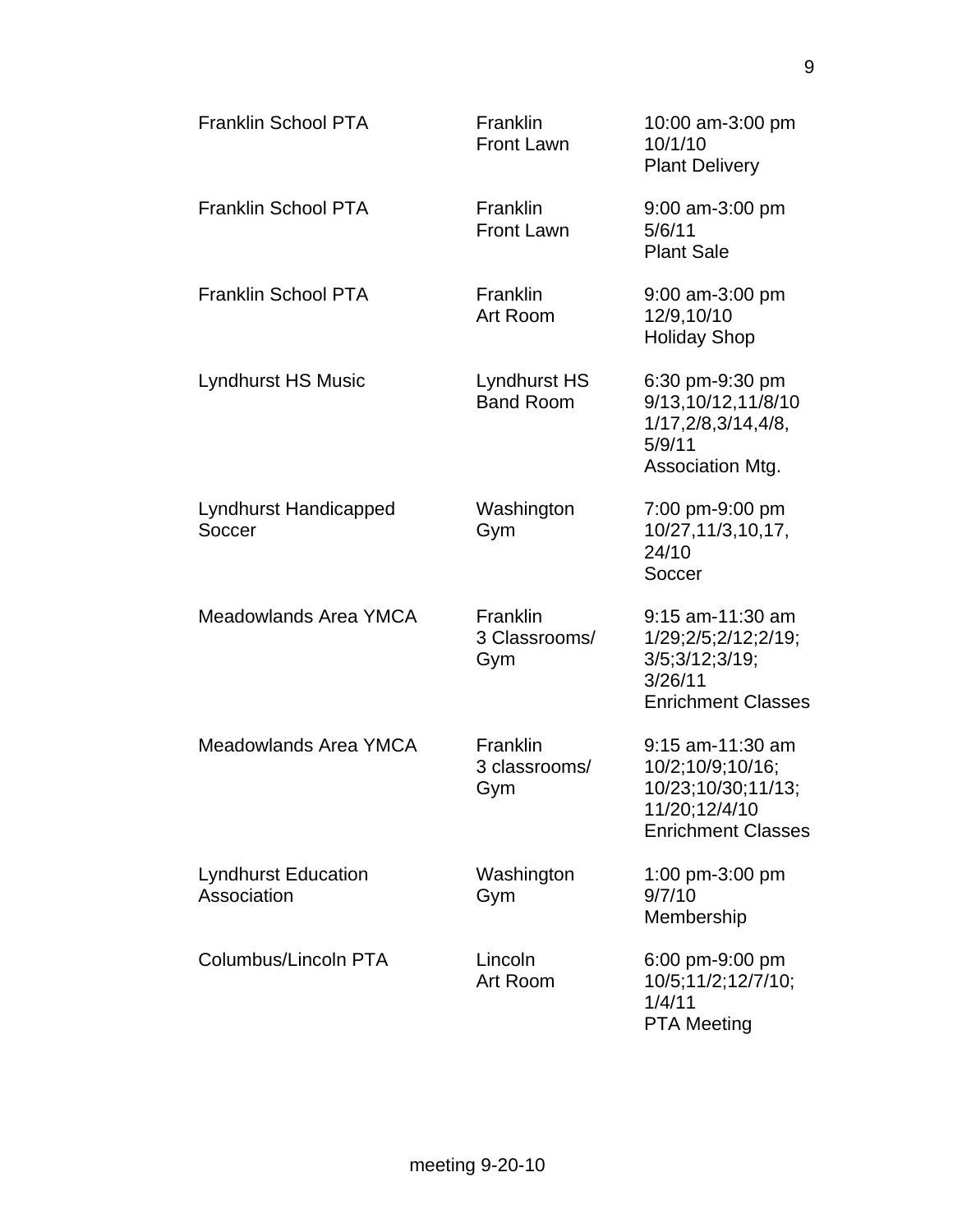| | | |
|---|---|---|
| Franklin School PTA | Franklin<br>Front Lawn | 10:00 am-3:00 pm<br>10/1/10<br>Plant Delivery |
| Franklin School PTA | Franklin<br>Front Lawn | 9:00 am-3:00 pm<br>5/6/11<br>Plant Sale |
| Franklin School PTA | Franklin<br>Art Room | 9:00 am-3:00 pm<br>12/9,10/10<br>Holiday Shop |
| Lyndhurst HS Music | Lyndhurst HS<br>Band Room | 6:30 pm-9:30 pm<br>9/13,10/12,11/8/10<br>1/17,2/8,3/14,4/8,<br>5/9/11<br>Association Mtg. |
| Lyndhurst Handicapped Soccer | Washington<br>Gym | 7:00 pm-9:00 pm<br>10/27,11/3,10,17,<br>24/10<br>Soccer |
| Meadowlands Area YMCA | Franklin<br>3 Classrooms/<br>Gym | 9:15 am-11:30 am<br>1/29;2/5;2/12;2/19;<br>3/5;3/12;3/19;<br>3/26/11<br>Enrichment Classes |
| Meadowlands Area YMCA | Franklin<br>3 classrooms/<br>Gym | 9:15 am-11:30 am<br>10/2;10/9;10/16;<br>10/23;10/30;11/13;<br>11/20;12/4/10<br>Enrichment Classes |
| Lyndhurst Education Association | Washington<br>Gym | 1:00 pm-3:00 pm<br>9/7/10<br>Membership |
| Columbus/Lincoln PTA | Lincoln<br>Art Room | 6:00 pm-9:00 pm<br>10/5;11/2;12/7/10;<br>1/4/11<br>PTA Meeting |

meeting 9-20-10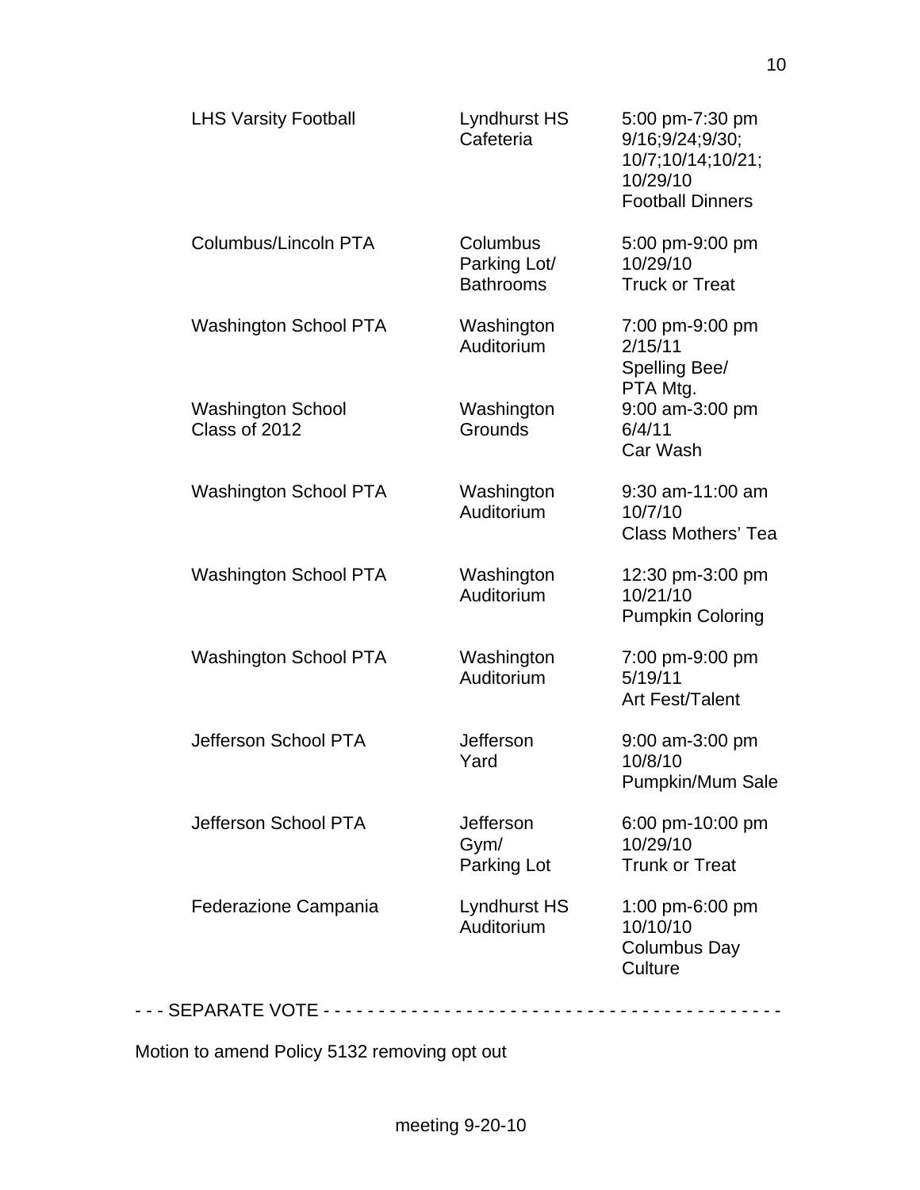| | | |
|---|---|---|
| LHS Varsity Football | Lyndhurst HS Cafeteria | 5:00 pm-7:30 pm 9/16;9/24;9/30; 10/7;10/14;10/21; 10/29/10 Football Dinners |
| Columbus/Lincoln PTA | Columbus Parking Lot/ Bathrooms | 5:00 pm-9:00 pm 10/29/10 Truck or Treat |
| Washington School PTA | Washington Auditorium | 7:00 pm-9:00 pm 2/15/11 Spelling Bee/ PTA Mtg. |
| Washington School Class of 2012 | Washington Grounds | 9:00 am-3:00 pm 6/4/11 Car Wash |
| Washington School PTA | Washington Auditorium | 9:30 am-11:00 am 10/7/10 Class Mothers' Tea |
| Washington School PTA | Washington Auditorium | 12:30 pm-3:00 pm 10/21/10 Pumpkin Coloring |
| Washington School PTA | Washington Auditorium | 7:00 pm-9:00 pm 5/19/11 Art Fest/Talent |
| Jefferson School PTA | Jefferson Yard | 9:00 am-3:00 pm 10/8/10 Pumpkin/Mum Sale |
| Jefferson School PTA | Jefferson Gym/ Parking Lot | 6:00 pm-10:00 pm 10/29/10 Trunk or Treat |
| Federazione Campania | Lyndhurst HS Auditorium | 1:00 pm-6:00 pm 10/10/10 Columbus Day Culture |

- - - SEPARATE VOTE - - - - - - - - - - - - - - - - - - - - - - - - - - - - - - - - - - - - - - - - - -

Motion to amend Policy 5132 removing opt out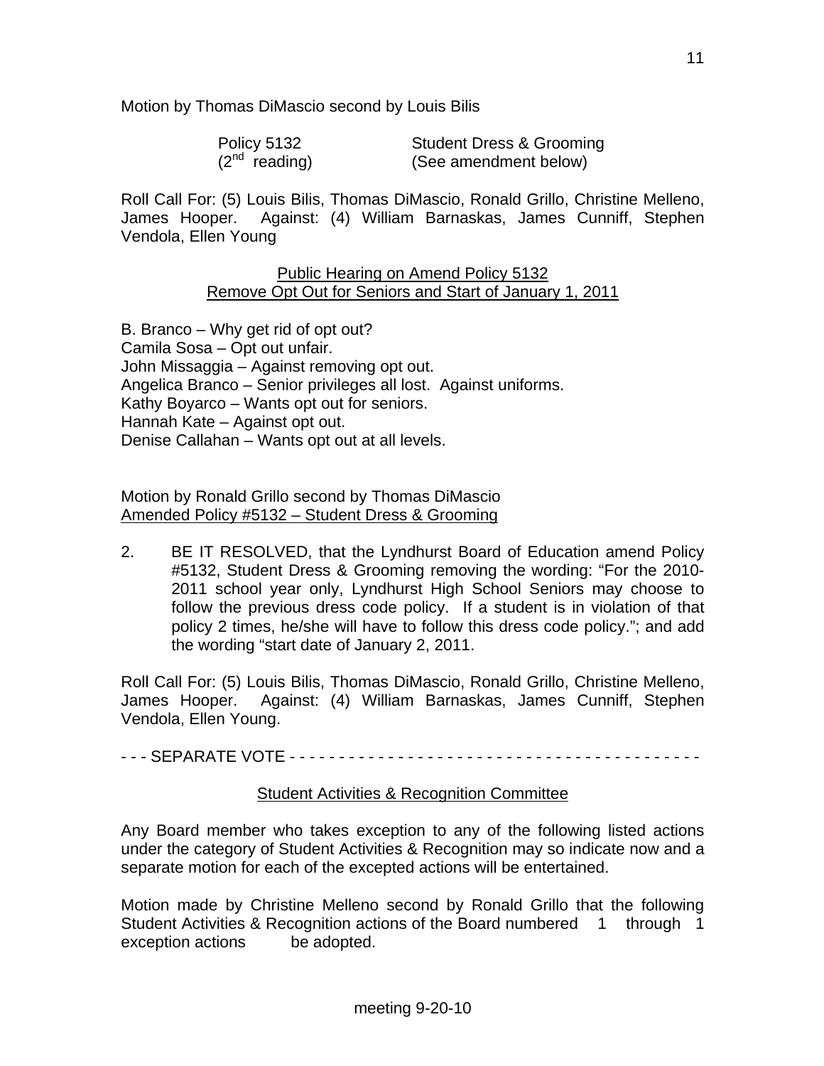Motion by Thomas DiMascio second by Louis Bilis

| Policy 5132 | Student Dress & Grooming |
|---|---|
| (2nd reading) | (See amendment below) |

Roll Call For: (5) Louis Bilis, Thomas DiMascio, Ronald Grillo, Christine Melleno, James Hooper. Against: (4) William Barnaskas, James Cunniff, Stephen Vendola, Ellen Young

<u>Public Hearing on Amend Policy 5132</u>
<u>Remove Opt Out for Seniors and Start of January 1, 2011</u>

B. Branco – Why get rid of opt out?
Camila Sosa – Opt out unfair.
John Missaggia – Against removing opt out.
Angelica Branco – Senior privileges all lost. Against uniforms.
Kathy Boyarco – Wants opt out for seniors.
Hannah Kate – Against opt out.
Denise Callahan – Wants opt out at all levels.

Motion by Ronald Grillo second by Thomas DiMascio
<u>Amended Policy #5132 – Student Dress & Grooming</u>

2. BE IT RESOLVED, that the Lyndhurst Board of Education amend Policy #5132, Student Dress & Grooming removing the wording: "For the 2010-2011 school year only, Lyndhurst High School Seniors may choose to follow the previous dress code policy. If a student is in violation of that policy 2 times, he/she will have to follow this dress code policy."; and add the wording "start date of January 2, 2011.

Roll Call For: (5) Louis Bilis, Thomas DiMascio, Ronald Grillo, Christine Melleno, James Hooper. Against: (4) William Barnaskas, James Cunniff, Stephen Vendola, Ellen Young.

- - - SEPARATE VOTE - - - - - - - - - - - - - - - - - - - - - - - - - - - - - - - - - - - - - - - - - - -

<u>Student Activities & Recognition Committee</u>

Any Board member who takes exception to any of the following listed actions under the category of Student Activities & Recognition may so indicate now and a separate motion for each of the excepted actions will be entertained.

Motion made by Christine Melleno second by Ronald Grillo that the following Student Activities & Recognition actions of the Board numbered 1 through 1 exception actions be adopted.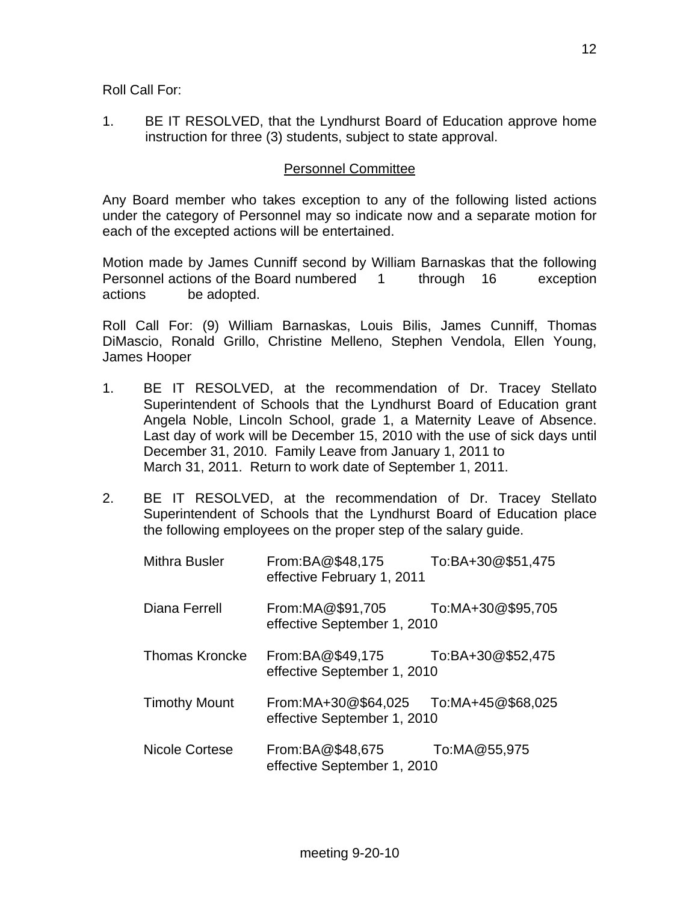Roll Call For:

1. BE IT RESOLVED, that the Lyndhurst Board of Education approve home instruction for three (3) students, subject to state approval.

## Personnel Committee

Any Board member who takes exception to any of the following listed actions under the category of Personnel may so indicate now and a separate motion for each of the excepted actions will be entertained.

Motion made by James Cunniff second by William Barnaskas that the following Personnel actions of the Board numbered 1 through 16 exception actions be adopted.

Roll Call For: (9) William Barnaskas, Louis Bilis, James Cunniff, Thomas DiMascio, Ronald Grillo, Christine Melleno, Stephen Vendola, Ellen Young, James Hooper

1. BE IT RESOLVED, at the recommendation of Dr. Tracey Stellato Superintendent of Schools that the Lyndhurst Board of Education grant Angela Noble, Lincoln School, grade 1, a Maternity Leave of Absence. Last day of work will be December 15, 2010 with the use of sick days until December 31, 2010. Family Leave from January 1, 2011 to March 31, 2011. Return to work date of September 1, 2011.

2. BE IT RESOLVED, at the recommendation of Dr. Tracey Stellato Superintendent of Schools that the Lyndhurst Board of Education place the following employees on the proper step of the salary guide.

| | | |
|---|---|---|
| Mithra Busler | From:BA@$48,175 effective February 1, 2011 | To:BA+30@$51,475 |
| Diana Ferrell | From:MA@$91,705 effective September 1, 2010 | To:MA+30@$95,705 |
| Thomas Kroncke | From:BA@$49,175 effective September 1, 2010 | To:BA+30@$52,475 |
| Timothy Mount | From:MA+30@$64,025 effective September 1, 2010 | To:MA+45@$68,025 |
| Nicole Cortese | From:BA@$48,675 effective September 1, 2010 | To:MA@55,975 |

meeting 9-20-10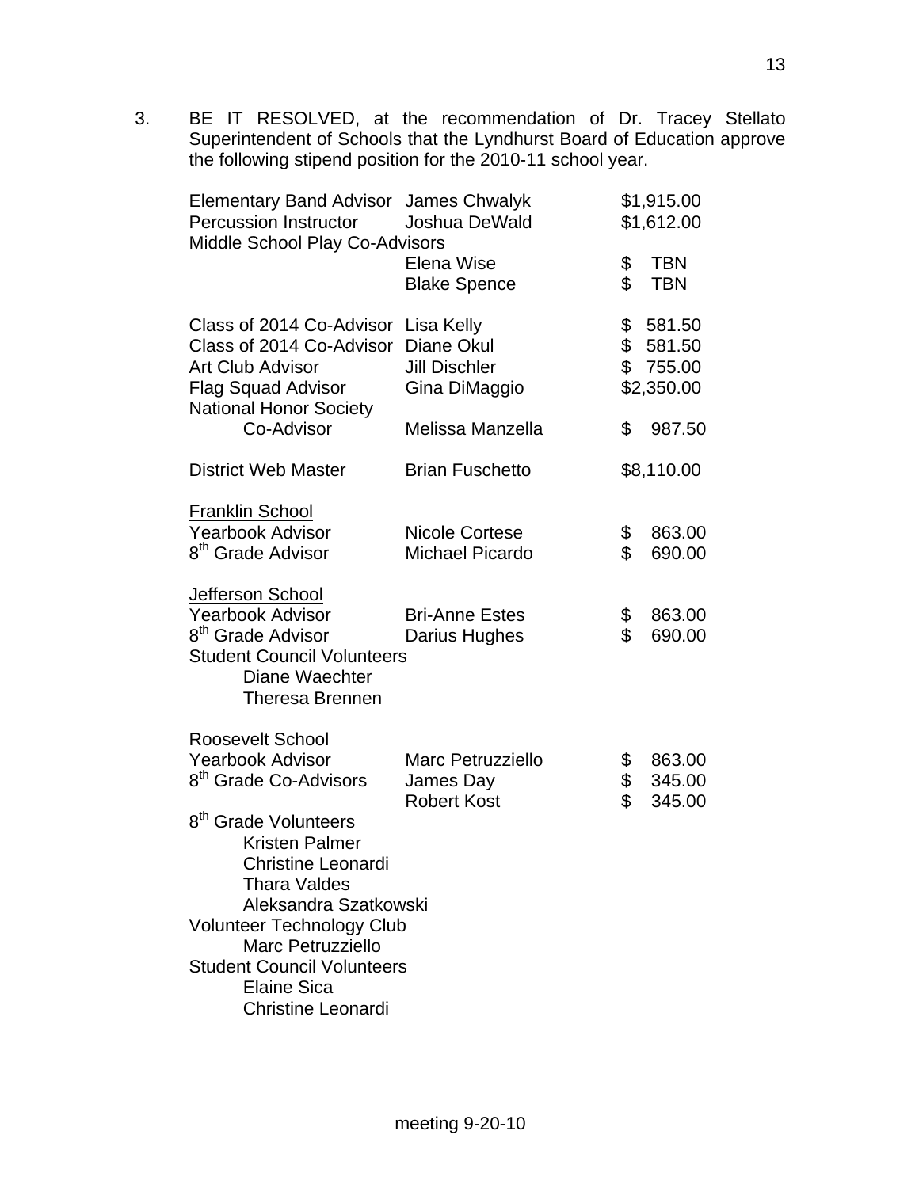3. BE IT RESOLVED, at the recommendation of Dr. Tracey Stellato Superintendent of Schools that the Lyndhurst Board of Education approve the following stipend position for the 2010-11 school year.

| Position | Name | Stipend |
|---|---|---|
| Elementary Band Advisor | James Chwalyk | $1,915.00 |
| Percussion Instructor | Joshua DeWald | $1,612.00 |
| Middle School Play Co-Advisors | | |
| | Elena Wise | $ TBN |
| | Blake Spence | $ TBN |
| Class of 2014 Co-Advisor | Lisa Kelly | $ 581.50 |
| Class of 2014 Co-Advisor | Diane Okul | $ 581.50 |
| Art Club Advisor | Jill Dischler | $ 755.00 |
| Flag Squad Advisor | Gina DiMaggio | $2,350.00 |
| National Honor Society Co-Advisor | Melissa Manzella | $ 987.50 |
| District Web Master | Brian Fuschetto | $8,110.00 |

<u>Franklin School</u>

| Position | Name | Stipend |
|---|---|---|
| Yearbook Advisor | Nicole Cortese | $ 863.00 |
| 8th Grade Advisor | Michael Picardo | $ 690.00 |

<u>Jefferson School</u>

| Position | Name | Stipend |
|---|---|---|
| Yearbook Advisor | Bri-Anne Estes | $ 863.00 |
| 8th Grade Advisor | Darius Hughes | $ 690.00 |

Student Council Volunteers
- Diane Waechter
- Theresa Brennen

<u>Roosevelt School</u>

| Position | Name | Stipend |
|---|---|---|
| Yearbook Advisor | Marc Petruzziello | $ 863.00 |
| 8th Grade Co-Advisors | James Day | $ 345.00 |
| | Robert Kost | $ 345.00 |

8th Grade Volunteers
- Kristen Palmer
- Christine Leonardi
- Thara Valdes
- Aleksandra Szatkowski

Volunteer Technology Club
- Marc Petruzziello

Student Council Volunteers
- Elaine Sica
- Christine Leonardi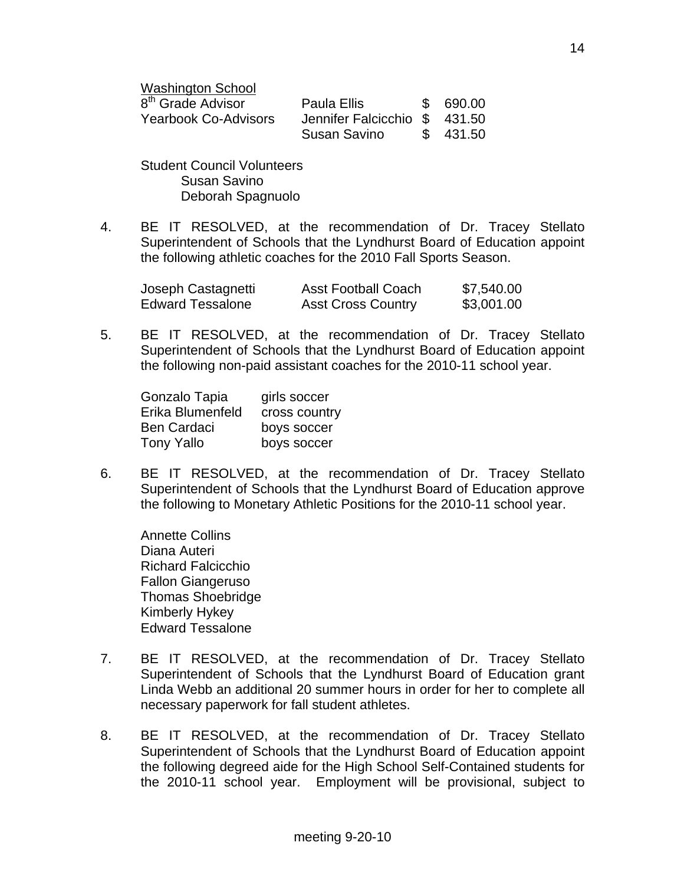Washington School

| | | |
|---|---|---|
| 8th Grade Advisor | Paula Ellis | $ 690.00 |
| Yearbook Co-Advisors | Jennifer Falcicchio | $ 431.50 |
| | Susan Savino | $ 431.50 |

Student Council Volunteers
  Susan Savino
  Deborah Spagnuolo

4. BE IT RESOLVED, at the recommendation of Dr. Tracey Stellato Superintendent of Schools that the Lyndhurst Board of Education appoint the following athletic coaches for the 2010 Fall Sports Season.

| | | |
|---|---|---|
| Joseph Castagnetti | Asst Football Coach | $7,540.00 |
| Edward Tessalone | Asst Cross Country | $3,001.00 |

5. BE IT RESOLVED, at the recommendation of Dr. Tracey Stellato Superintendent of Schools that the Lyndhurst Board of Education appoint the following non-paid assistant coaches for the 2010-11 school year.

| | |
|---|---|
| Gonzalo Tapia | girls soccer |
| Erika Blumenfeld | cross country |
| Ben Cardaci | boys soccer |
| Tony Yallo | boys soccer |

6. BE IT RESOLVED, at the recommendation of Dr. Tracey Stellato Superintendent of Schools that the Lyndhurst Board of Education approve the following to Monetary Athletic Positions for the 2010-11 school year.

   Annette Collins
   Diana Auteri
   Richard Falcicchio
   Fallon Giangeruso
   Thomas Shoebridge
   Kimberly Hykey
   Edward Tessalone

7. BE IT RESOLVED, at the recommendation of Dr. Tracey Stellato Superintendent of Schools that the Lyndhurst Board of Education grant Linda Webb an additional 20 summer hours in order for her to complete all necessary paperwork for fall student athletes.

8. BE IT RESOLVED, at the recommendation of Dr. Tracey Stellato Superintendent of Schools that the Lyndhurst Board of Education appoint the following degreed aide for the High School Self-Contained students for the 2010-11 school year. Employment will be provisional, subject to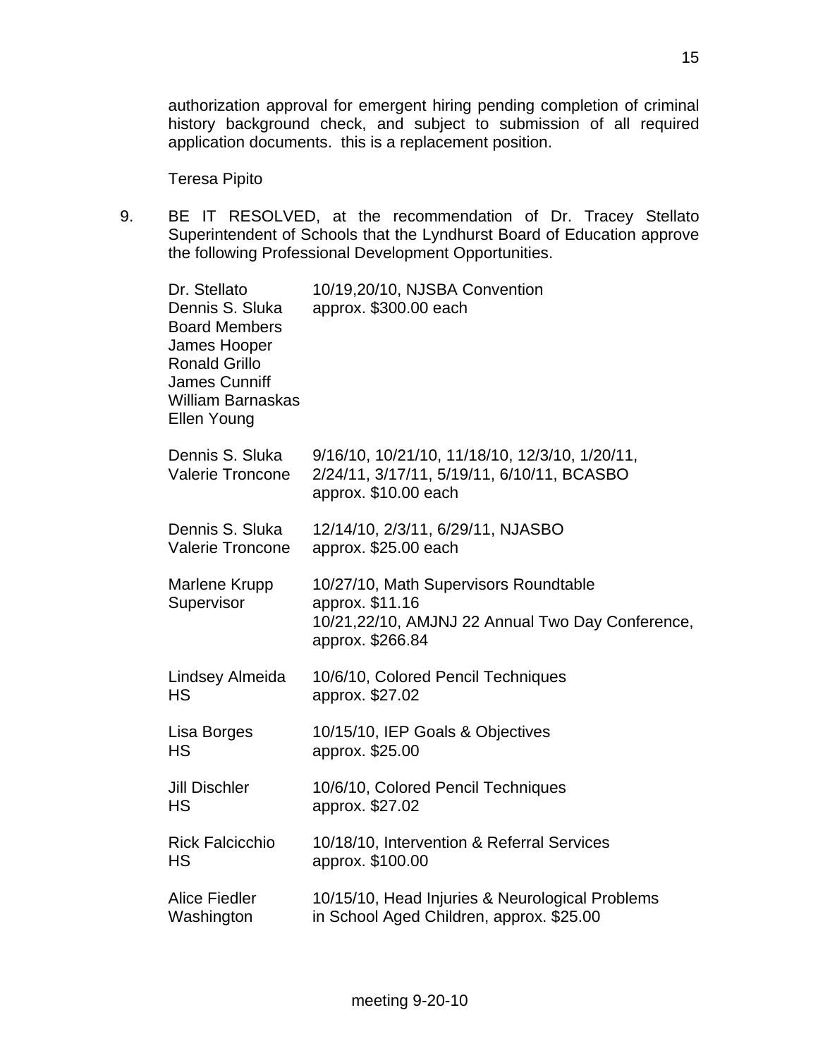authorization approval for emergent hiring pending completion of criminal history background check, and subject to submission of all required application documents. this is a replacement position.

Teresa Pipito

9. BE IT RESOLVED, at the recommendation of Dr. Tracey Stellato Superintendent of Schools that the Lyndhurst Board of Education approve the following Professional Development Opportunities.

| | |
|---|---|
| Dr. Stellato<br>Dennis S. Sluka<br>Board Members<br>James Hooper<br>Ronald Grillo<br>James Cunniff<br>William Barnaskas<br>Ellen Young | 10/19,20/10, NJSBA Convention<br>approx. $300.00 each |
| Dennis S. Sluka<br>Valerie Troncone | 9/16/10, 10/21/10, 11/18/10, 12/3/10, 1/20/11, 2/24/11, 3/17/11, 5/19/11, 6/10/11, BCASBO<br>approx. $10.00 each |
| Dennis S. Sluka<br>Valerie Troncone | 12/14/10, 2/3/11, 6/29/11, NJASBO<br>approx. $25.00 each |
| Marlene Krupp<br>Supervisor | 10/27/10, Math Supervisors Roundtable<br>approx. $11.16<br>10/21,22/10, AMJNJ 22 Annual Two Day Conference, approx. $266.84 |
| Lindsey Almeida<br>HS | 10/6/10, Colored Pencil Techniques<br>approx. $27.02 |
| Lisa Borges<br>HS | 10/15/10, IEP Goals & Objectives<br>approx. $25.00 |
| Jill Dischler<br>HS | 10/6/10, Colored Pencil Techniques<br>approx. $27.02 |
| Rick Falcicchio<br>HS | 10/18/10, Intervention & Referral Services<br>approx. $100.00 |
| Alice Fiedler<br>Washington | 10/15/10, Head Injuries & Neurological Problems in School Aged Children, approx. $25.00 |

meeting 9-20-10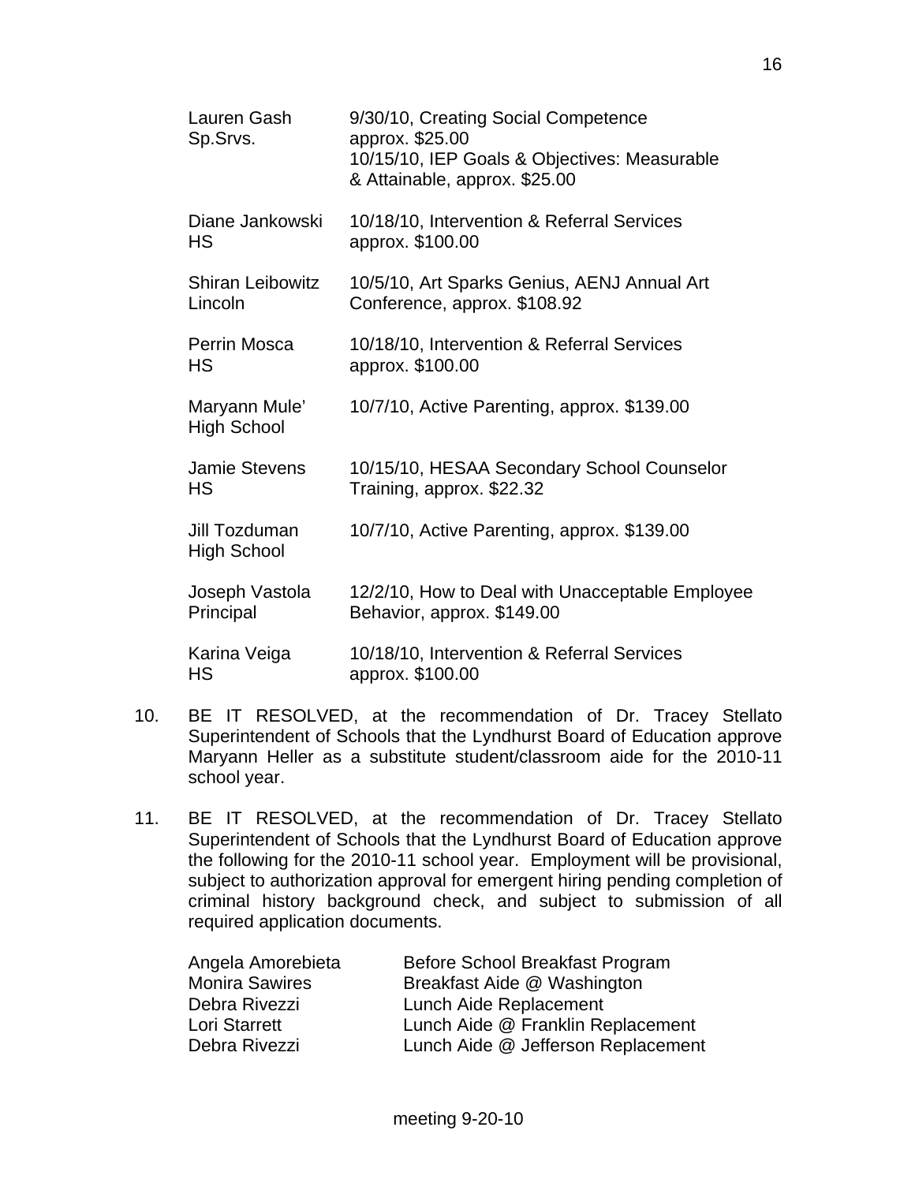| | |
|---|---|
| Lauren Gash<br>Sp.Srvs. | 9/30/10, Creating Social Competence<br>approx. $25.00<br>10/15/10, IEP Goals & Objectives: Measurable & Attainable, approx. $25.00 |
| Diane Jankowski<br>HS | 10/18/10, Intervention & Referral Services<br>approx. $100.00 |
| Shiran Leibowitz<br>Lincoln | 10/5/10, Art Sparks Genius, AENJ Annual Art Conference, approx. $108.92 |
| Perrin Mosca<br>HS | 10/18/10, Intervention & Referral Services<br>approx. $100.00 |
| Maryann Mule'<br>High School | 10/7/10, Active Parenting, approx. $139.00 |
| Jamie Stevens<br>HS | 10/15/10, HESAA Secondary School Counselor Training, approx. $22.32 |
| Jill Tozduman<br>High School | 10/7/10, Active Parenting, approx. $139.00 |
| Joseph Vastola<br>Principal | 12/2/10, How to Deal with Unacceptable Employee Behavior, approx. $149.00 |
| Karina Veiga<br>HS | 10/18/10, Intervention & Referral Services<br>approx. $100.00 |

10. BE IT RESOLVED, at the recommendation of Dr. Tracey Stellato Superintendent of Schools that the Lyndhurst Board of Education approve Maryann Heller as a substitute student/classroom aide for the 2010-11 school year.

11. BE IT RESOLVED, at the recommendation of Dr. Tracey Stellato Superintendent of Schools that the Lyndhurst Board of Education approve the following for the 2010-11 school year. Employment will be provisional, subject to authorization approval for emergent hiring pending completion of criminal history background check, and subject to submission of all required application documents.

| | |
|---|---|
| Angela Amorebieta | Before School Breakfast Program |
| Monira Sawires | Breakfast Aide @ Washington |
| Debra Rivezzi | Lunch Aide Replacement |
| Lori Starrett | Lunch Aide @ Franklin Replacement |
| Debra Rivezzi | Lunch Aide @ Jefferson Replacement |

meeting 9-20-10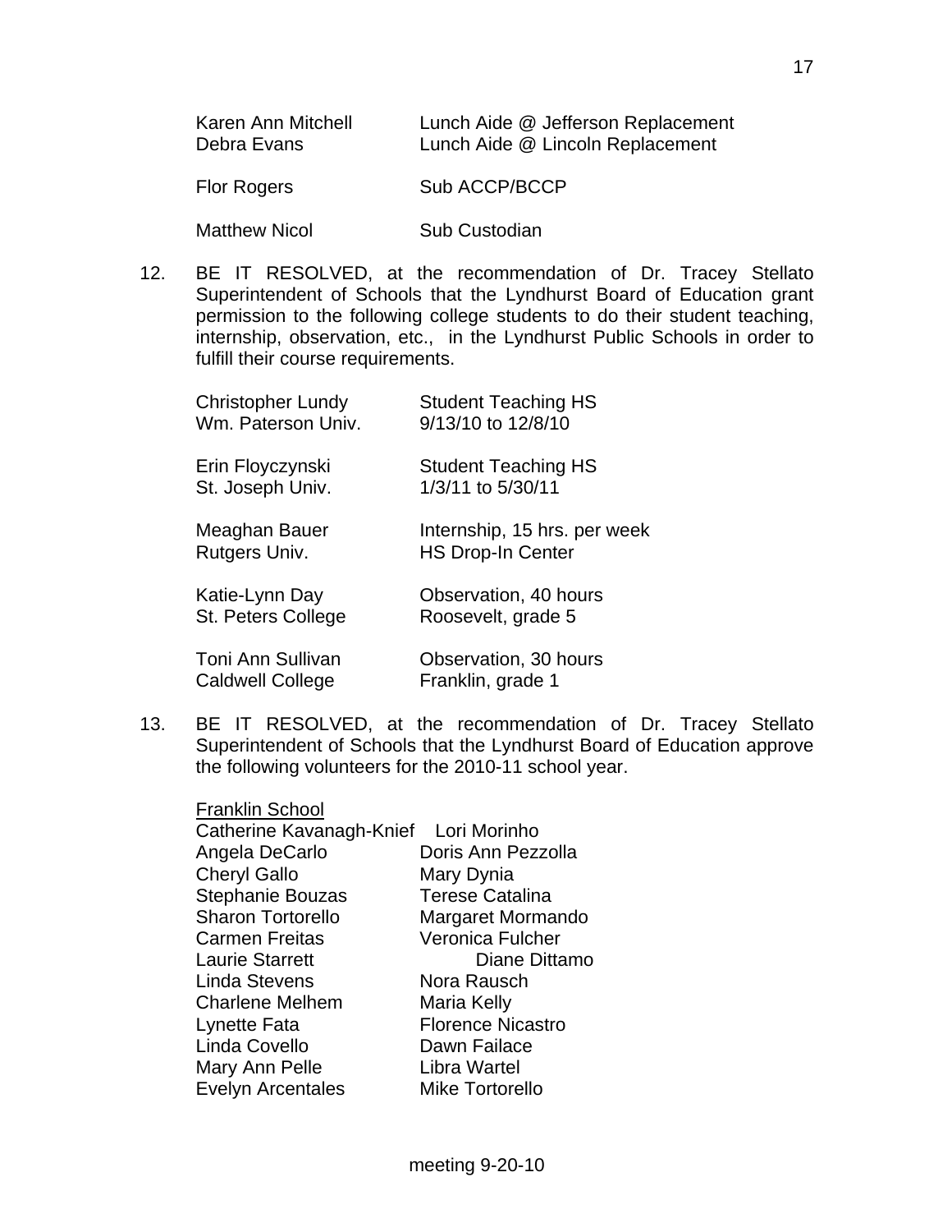| | |
|---|---|
| Karen Ann Mitchell | Lunch Aide @ Jefferson Replacement |
| Debra Evans | Lunch Aide @ Lincoln Replacement |
| Flor Rogers | Sub ACCP/BCCP |
| Matthew Nicol | Sub Custodian |

12. BE IT RESOLVED, at the recommendation of Dr. Tracey Stellato Superintendent of Schools that the Lyndhurst Board of Education grant permission to the following college students to do their student teaching, internship, observation, etc., in the Lyndhurst Public Schools in order to fulfill their course requirements.

| | |
|---|---|
| Christopher Lundy<br>Wm. Paterson Univ. | Student Teaching HS<br>9/13/10 to 12/8/10 |
| Erin Floyczynski<br>St. Joseph Univ. | Student Teaching HS<br>1/3/11 to 5/30/11 |
| Meaghan Bauer<br>Rutgers Univ. | Internship, 15 hrs. per week<br>HS Drop-In Center |
| Katie-Lynn Day<br>St. Peters College | Observation, 40 hours<br>Roosevelt, grade 5 |
| Toni Ann Sullivan<br>Caldwell College | Observation, 30 hours<br>Franklin, grade 1 |

13. BE IT RESOLVED, at the recommendation of Dr. Tracey Stellato Superintendent of Schools that the Lyndhurst Board of Education approve the following volunteers for the 2010-11 school year.

<u>Franklin School</u>

| | |
|---|---|
| Catherine Kavanagh-Knief | Lori Morinho |
| Angela DeCarlo | Doris Ann Pezzolla |
| Cheryl Gallo | Mary Dynia |
| Stephanie Bouzas | Terese Catalina |
| Sharon Tortorello | Margaret Mormando |
| Carmen Freitas | Veronica Fulcher |
| Laurie Starrett | Diane Dittamo |
| Linda Stevens | Nora Rausch |
| Charlene Melhem | Maria Kelly |
| Lynette Fata | Florence Nicastro |
| Linda Covello | Dawn Failace |
| Mary Ann Pelle | Libra Wartel |
| Evelyn Arcentales | Mike Tortorello |

meeting 9-20-10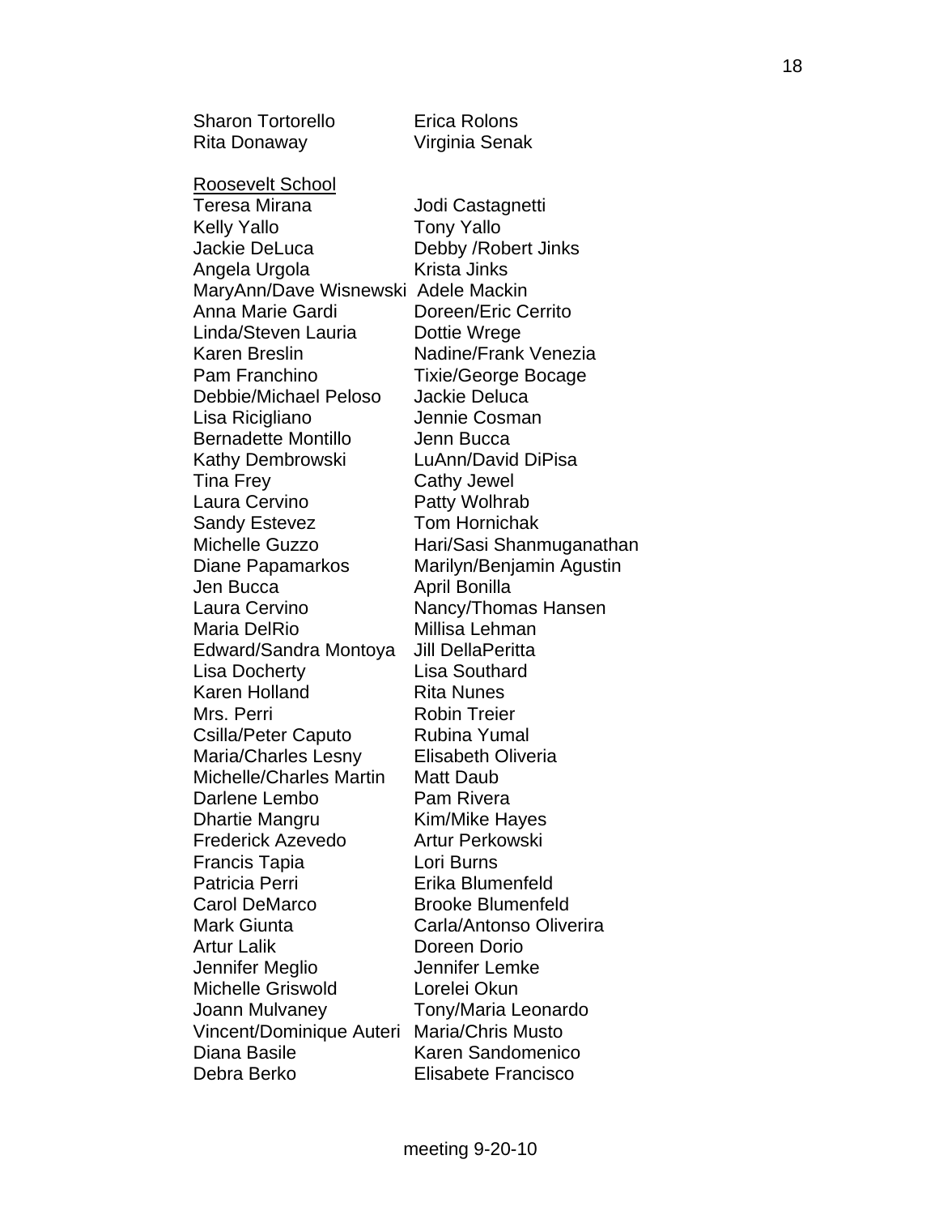Sharon Tortorello
Rita Donaway
Erica Rolons
Virginia Senak

<u>Roosevelt School</u>

Teresa Mirana
Kelly Yallo
Jackie DeLuca
Angela Urgola
MaryAnn/Dave Wisnewski
Anna Marie Gardi
Linda/Steven Lauria
Karen Breslin
Pam Franchino
Debbie/Michael Peloso
Lisa Ricigliano
Bernadette Montillo
Kathy Dembrowski
Tina Frey
Laura Cervino
Sandy Estevez
Michelle Guzzo
Diane Papamarkos
Jen Bucca
Laura Cervino
Maria DelRio
Edward/Sandra Montoya
Lisa Docherty
Karen Holland
Mrs. Perri
Csilla/Peter Caputo
Maria/Charles Lesny
Michelle/Charles Martin
Darlene Lembo
Dhartie Mangru
Frederick Azevedo
Francis Tapia
Patricia Perri
Carol DeMarco
Mark Giunta
Artur Lalik
Jennifer Meglio
Michelle Griswold
Joann Mulvaney
Vincent/Dominique Auteri
Diana Basile
Debra Berko
Jodi Castagnetti
Tony Yallo
Debby /Robert Jinks
Krista Jinks
Adele Mackin
Doreen/Eric Cerrito
Dottie Wrege
Nadine/Frank Venezia
Tixie/George Bocage
Jackie Deluca
Jennie Cosman
Jenn Bucca
LuAnn/David DiPisa
Cathy Jewel
Patty Wolhrab
Tom Hornichak
Hari/Sasi Shanmuganathan
Marilyn/Benjamin Agustin
April Bonilla
Nancy/Thomas Hansen
Millisa Lehman
Jill DellaPeritta
Lisa Southard
Rita Nunes
Robin Treier
Rubina Yumal
Elisabeth Oliveria
Matt Daub
Pam Rivera
Kim/Mike Hayes
Artur Perkowski
Lori Burns
Erika Blumenfeld
Brooke Blumenfeld
Carla/Antonso Oliverira
Doreen Dorio
Jennifer Lemke
Lorelei Okun
Tony/Maria Leonardo
Maria/Chris Musto
Karen Sandomenico
Elisabete Francisco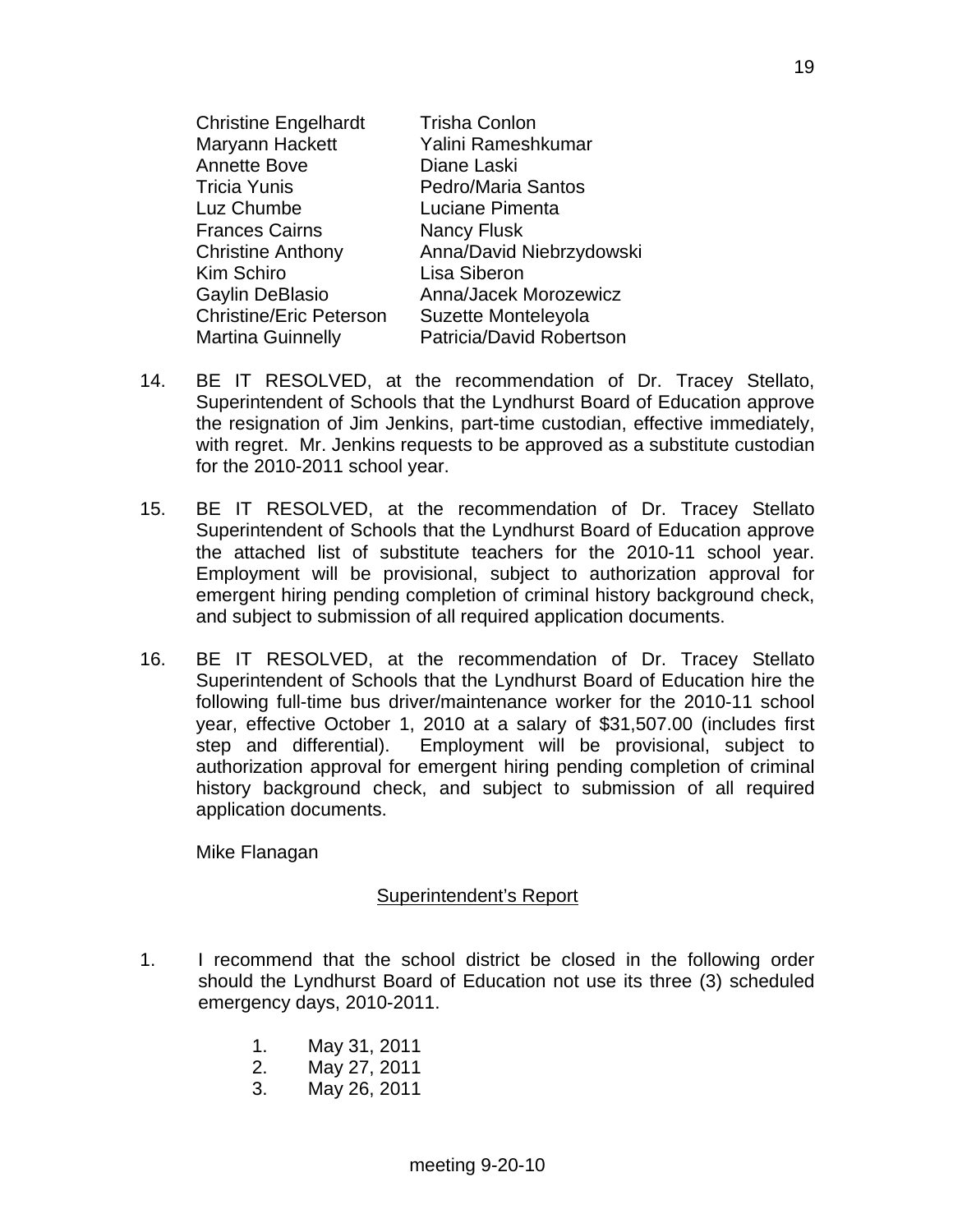| | |
|---|---|
| Christine Engelhardt | Trisha Conlon |
| Maryann Hackett | Yalini Rameshkumar |
| Annette Bove | Diane Laski |
| Tricia Yunis | Pedro/Maria Santos |
| Luz Chumbe | Luciane Pimenta |
| Frances Cairns | Nancy Flusk |
| Christine Anthony | Anna/David Niebrzydowski |
| Kim Schiro | Lisa Siberon |
| Gaylin DeBlasio | Anna/Jacek Morozewicz |
| Christine/Eric Peterson | Suzette Monteleyola |
| Martina Guinnelly | Patricia/David Robertson |

14. BE IT RESOLVED, at the recommendation of Dr. Tracey Stellato, Superintendent of Schools that the Lyndhurst Board of Education approve the resignation of Jim Jenkins, part-time custodian, effective immediately, with regret. Mr. Jenkins requests to be approved as a substitute custodian for the 2010-2011 school year.

15. BE IT RESOLVED, at the recommendation of Dr. Tracey Stellato Superintendent of Schools that the Lyndhurst Board of Education approve the attached list of substitute teachers for the 2010-11 school year. Employment will be provisional, subject to authorization approval for emergent hiring pending completion of criminal history background check, and subject to submission of all required application documents.

16. BE IT RESOLVED, at the recommendation of Dr. Tracey Stellato Superintendent of Schools that the Lyndhurst Board of Education hire the following full-time bus driver/maintenance worker for the 2010-11 school year, effective October 1, 2010 at a salary of $31,507.00 (includes first step and differential). Employment will be provisional, subject to authorization approval for emergent hiring pending completion of criminal history background check, and subject to submission of all required application documents.

    Mike Flanagan

## Superintendent's Report

1. I recommend that the school district be closed in the following order should the Lyndhurst Board of Education not use its three (3) scheduled emergency days, 2010-2011.

    1. May 31, 2011
    2. May 27, 2011
    3. May 26, 2011

meeting 9-20-10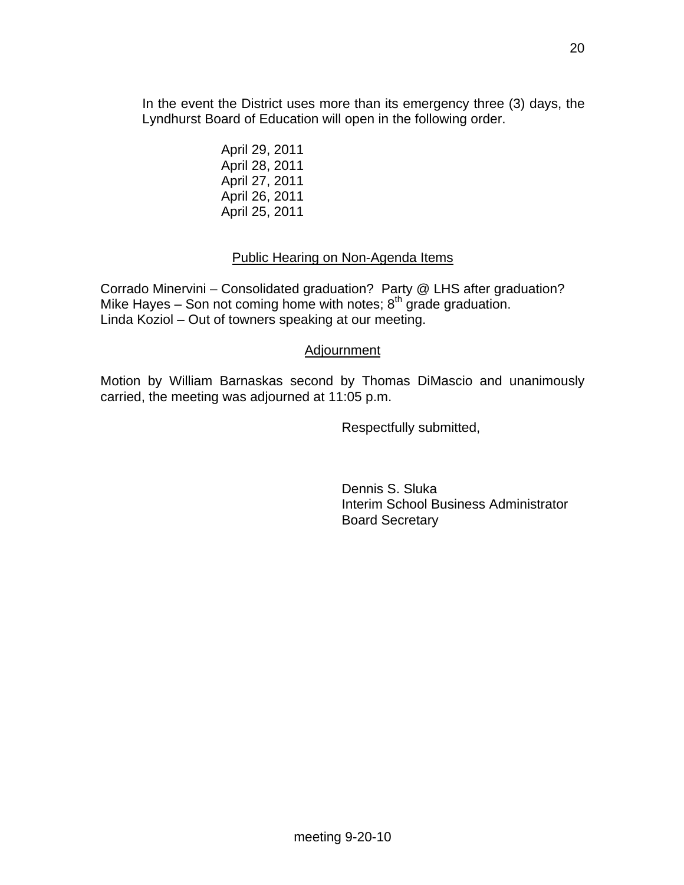In the event the District uses more than its emergency three (3) days, the Lyndhurst Board of Education will open in the following order.

April 29, 2011
April 28, 2011
April 27, 2011
April 26, 2011
April 25, 2011

## Public Hearing on Non-Agenda Items

Corrado Minervini – Consolidated graduation? Party @ LHS after graduation?
Mike Hayes – Son not coming home with notes; 8th grade graduation.
Linda Koziol – Out of towners speaking at our meeting.

## Adjournment

Motion by William Barnaskas second by Thomas DiMascio and unanimously carried, the meeting was adjourned at 11:05 p.m.

Respectfully submitted,

Dennis S. Sluka
Interim School Business Administrator
Board Secretary

meeting 9-20-10